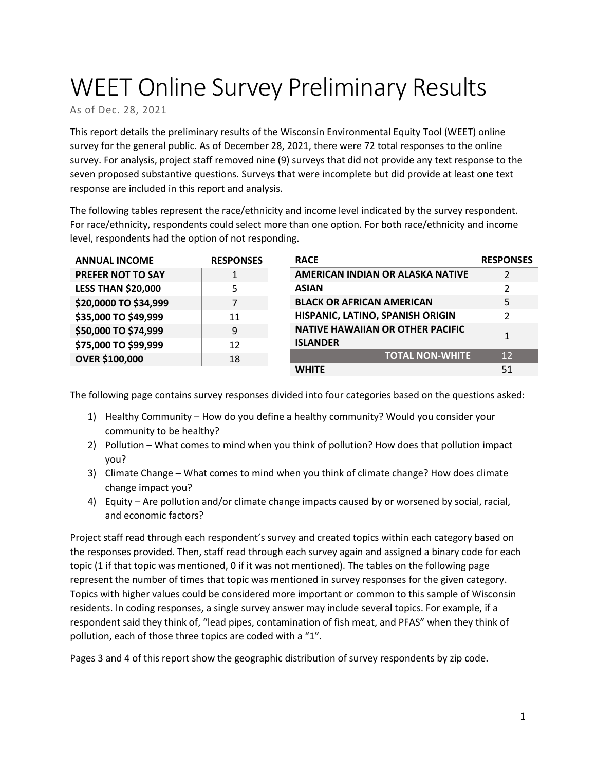# WEET Online Survey Preliminary Results

As of Dec. 28, 2021

This report details the preliminary results of the Wisconsin Environmental Equity Tool (WEET) online survey for the general public. As of December 28, 2021, there were 72 total responses to the online survey. For analysis, project staff removed nine (9) surveys that did not provide any text response to the seven proposed substantive questions. Surveys that were incomplete but did provide at least one text response are included in this report and analysis.

The following tables represent the race/ethnicity and income level indicated by the survey respondent. For race/ethnicity, respondents could select more than one option. For both race/ethnicity and income level, respondents had the option of not responding.

| ANNUAL INCOME | RESPONSES |
|---|---|
| PREFER NOT TO SAY | 1 |
| LESS THAN $20,000 | 5 |
| $20,0000 TO $34,999 | 7 |
| $35,000 TO $49,999 | 11 |
| $50,000 TO $74,999 | 9 |
| $75,000 TO $99,999 | 12 |
| OVER $100,000 | 18 |

| RACE | RESPONSES |
|---|---|
| AMERICAN INDIAN OR ALASKA NATIVE | 2 |
| ASIAN | 2 |
| BLACK OR AFRICAN AMERICAN | 5 |
| HISPANIC, LATINO, SPANISH ORIGIN | 2 |
| NATIVE HAWAIIAN OR OTHER PACIFIC ISLANDER | 1 |
| **TOTAL NON-WHITE** | 12 |
| WHITE | 51 |

The following page contains survey responses divided into four categories based on the questions asked:

1) Healthy Community – How do you define a healthy community? Would you consider your community to be healthy?
2) Pollution – What comes to mind when you think of pollution? How does that pollution impact you?
3) Climate Change – What comes to mind when you think of climate change? How does climate change impact you?
4) Equity – Are pollution and/or climate change impacts caused by or worsened by social, racial, and economic factors?

Project staff read through each respondent's survey and created topics within each category based on the responses provided. Then, staff read through each survey again and assigned a binary code for each topic (1 if that topic was mentioned, 0 if it was not mentioned). The tables on the following page represent the number of times that topic was mentioned in survey responses for the given category. Topics with higher values could be considered more important or common to this sample of Wisconsin residents. In coding responses, a single survey answer may include several topics. For example, if a respondent said they think of, "lead pipes, contamination of fish meat, and PFAS" when they think of pollution, each of those three topics are coded with a "1".

Pages 3 and 4 of this report show the geographic distribution of survey respondents by zip code.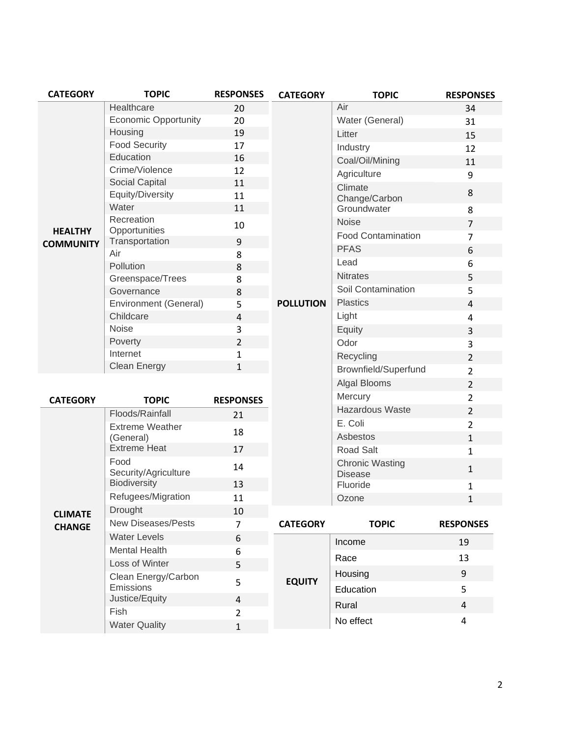| CATEGORY | TOPIC | RESPONSES |
|---|---|---|
| HEALTHY COMMUNITY | Healthcare | 20 |
| | Economic Opportunity | 20 |
| | Housing | 19 |
| | Food Security | 17 |
| | Education | 16 |
| | Crime/Violence | 12 |
| | Social Capital | 11 |
| | Equity/Diversity | 11 |
| | Water | 11 |
| | Recreation Opportunities | 10 |
| | Transportation | 9 |
| | Air | 8 |
| | Pollution | 8 |
| | Greenspace/Trees | 8 |
| | Governance | 8 |
| | Environment (General) | 5 |
| | Childcare | 4 |
| | Noise | 3 |
| | Poverty | 2 |
| | Internet | 1 |
| | Clean Energy | 1 |

| CATEGORY | TOPIC | RESPONSES |
|---|---|---|
| CLIMATE CHANGE | Floods/Rainfall | 21 |
| | Extreme Weather (General) | 18 |
| | Extreme Heat | 17 |
| | Food Security/Agriculture | 14 |
| | Biodiversity | 13 |
| | Refugees/Migration | 11 |
| | Drought | 10 |
| | New Diseases/Pests | 7 |
| | Water Levels | 6 |
| | Mental Health | 6 |
| | Loss of Winter | 5 |
| | Clean Energy/Carbon Emissions | 5 |
| | Justice/Equity | 4 |
| | Fish | 2 |
| | Water Quality | 1 |

| CATEGORY | TOPIC | RESPONSES |
|---|---|---|
| POLLUTION | Air | 34 |
| | Water (General) | 31 |
| | Litter | 15 |
| | Industry | 12 |
| | Coal/Oil/Mining | 11 |
| | Agriculture | 9 |
| | Climate Change/Carbon | 8 |
| | Groundwater | 8 |
| | Noise | 7 |
| | Food Contamination | 7 |
| | PFAS | 6 |
| | Lead | 6 |
| | Nitrates | 5 |
| | Soil Contamination | 5 |
| | Plastics | 4 |
| | Light | 4 |
| | Equity | 3 |
| | Odor | 3 |
| | Recycling | 2 |
| | Brownfield/Superfund | 2 |
| | Algal Blooms | 2 |
| | Mercury | 2 |
| | Hazardous Waste | 2 |
| | E. Coli | 2 |
| | Asbestos | 1 |
| | Road Salt | 1 |
| | Chronic Wasting Disease | 1 |
| | Fluoride | 1 |
| | Ozone | 1 |

| CATEGORY | TOPIC | RESPONSES |
|---|---|---|
| EQUITY | Income | 19 |
| | Race | 13 |
| | Housing | 9 |
| | Education | 5 |
| | Rural | 4 |
| | No effect | 4 |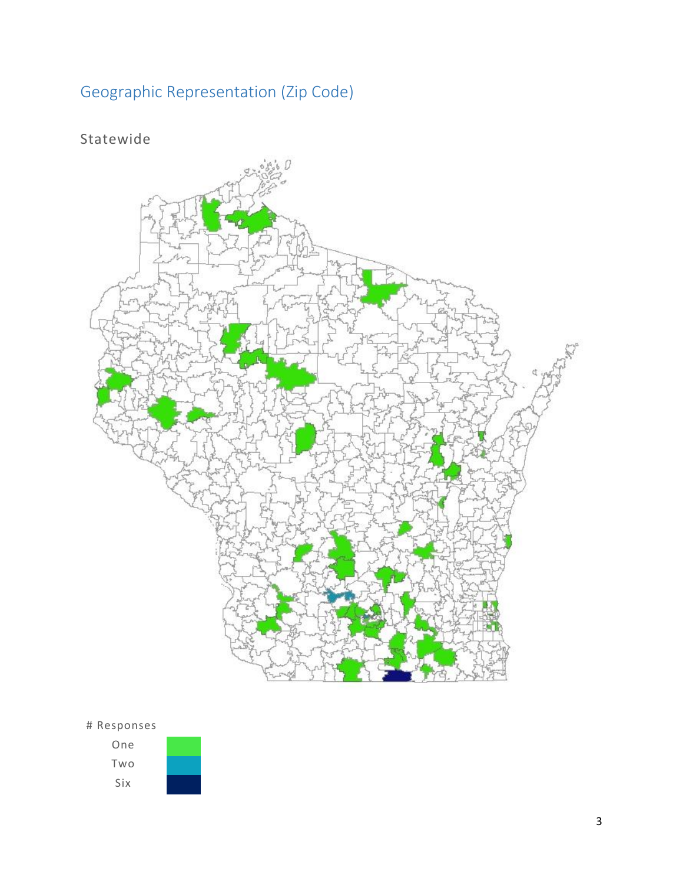## Geographic Representation (Zip Code)

### Statewide

# Responses

One

Two

Six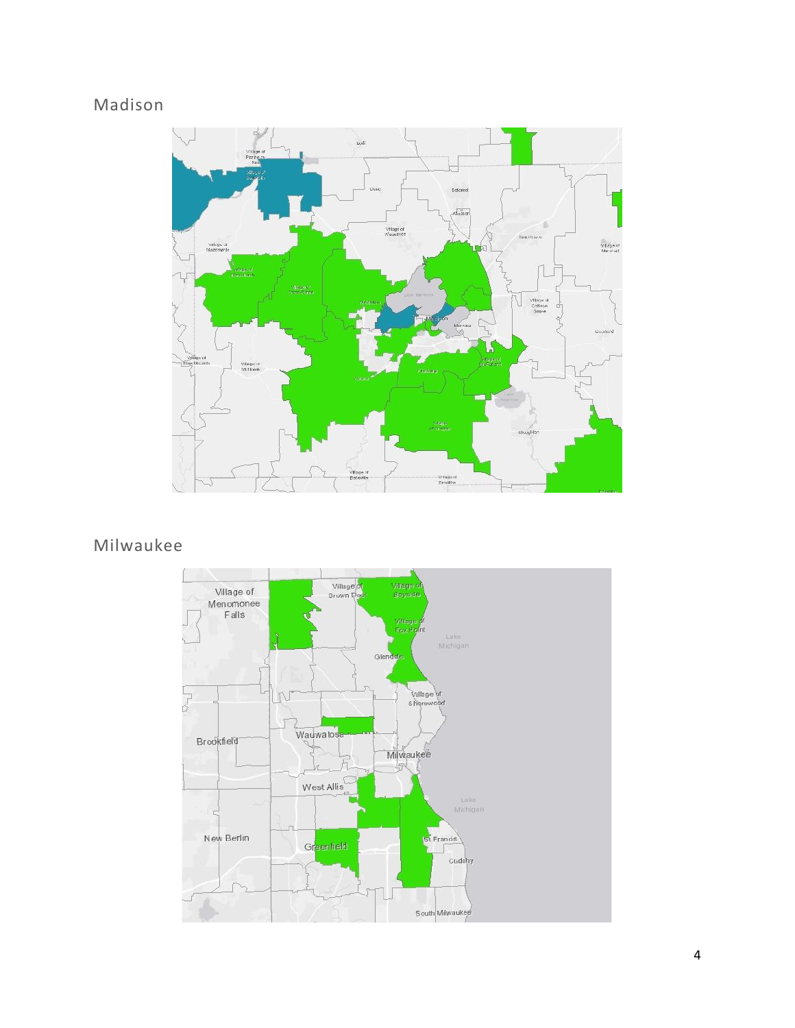## Madison

## Milwaukee

Village of Menomonee Falls
Village of Brown Deer
Village of Bayside
Village of Fox Point
Lake Michigan
Glendale
Village of Shorewood
Wauwatosa
Brookfield
Milwaukee
West Allis
Lake Michigan
New Berlin
Greenfield
St Francis
Cudahy
South Milwaukee